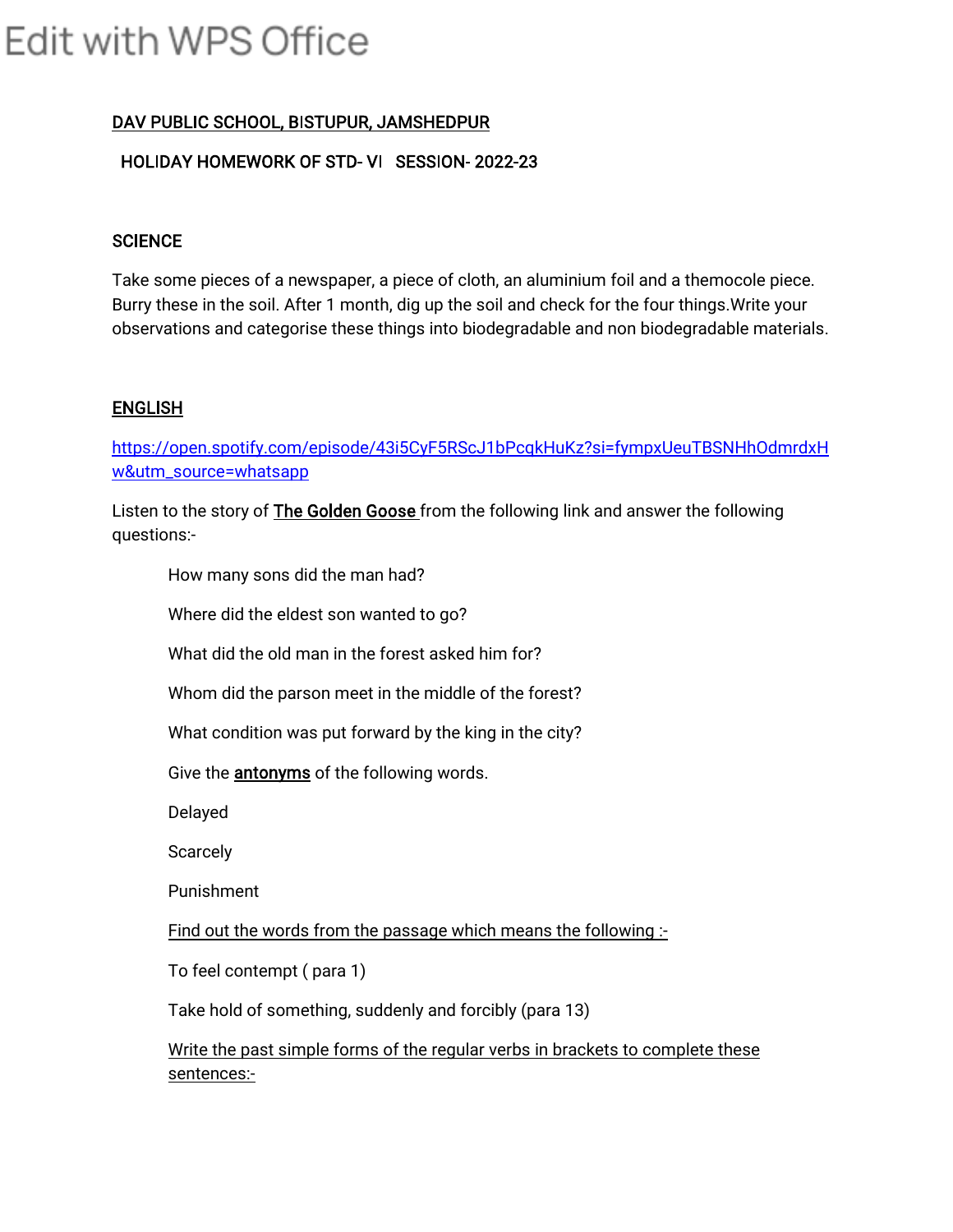DAV PUBLIC SCHOOL, BISTUPUR, JAMSHEDPUR

HOLIDAY HOMEWORK OF STD- VI SESSION- 2022-23

## SCIENCE

Take some pieces of a newspaper, a piece of cloth, an aluminium foil and a themocole piece. Burry these in the soil. After 1 month, dig up the soil and check for the four things.Write your observations and categorise these things into biodegradable and non biodegradable materials.

## ENGLISH

https://open.spotify.com/episode/43i5CyF5RScJ1bPcqkHuKz?si=fympxUeuTBSNHhOdmrdxHw&utm_source=whatsapp

Listen to the story of **The Golden Goose** from the following link and answer the following questions:-

How many sons did the man had?

Where did the eldest son wanted to go?

What did the old man in the forest asked him for?

Whom did the parson meet in the middle of the forest?

What condition was put forward by the king in the city?

Give the **antonyms** of the following words.

Delayed

Scarcely

Punishment

Find out the words from the passage which means the following :-

To feel contempt ( para 1)

Take hold of something, suddenly and forcibly (para 13)

Write the past simple forms of the regular verbs in brackets to complete these sentences:-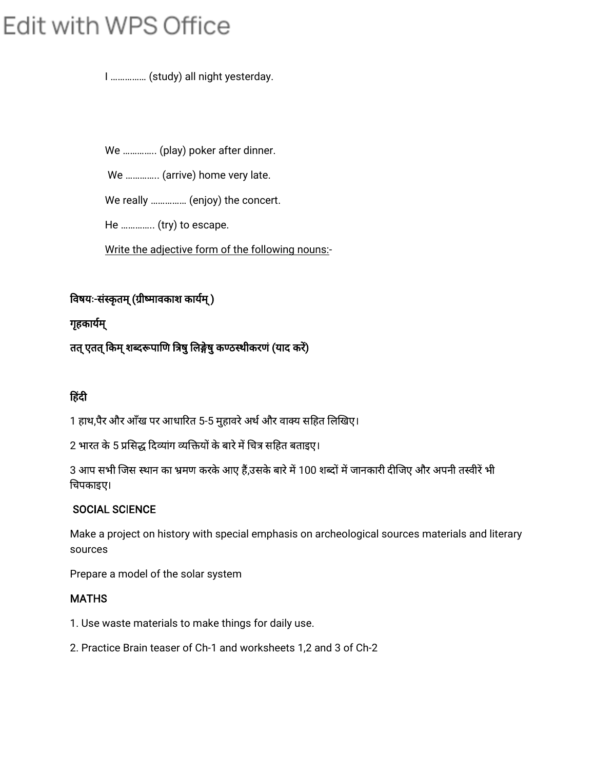I …………… (study) all night yesterday.

We ………….. (play) poker after dinner.

We ………….. (arrive) home very late.

We really …………… (enjoy) the concert.

He ………….. (try) to escape.

Write the adjective form of the following nouns:-

**विषयः-संस्कृतम् (ग्रीष्मावकाश कार्यम् )**

**गृहकार्यम्**

**तत् एतत् किम् शब्दरूपाणि त्रिषु लिङ्गेषु कण्ठस्थीकरणं (याद करें)**

**हिंदी**

1 हाथ,पैर और आँख पर आधारित 5-5 मुहावरे अर्थ और वाक्य सहित लिखिए।

2 भारत के 5 प्रसिद्ध दिव्यांग व्यक्तियों के बारे में चित्र सहित बताइए।

3 आप सभी जिस स्थान का भ्रमण करके आए हैं,उसके बारे में 100 शब्दों में जानकारी दीजिए और अपनी तस्वीरें भी चिपकाइए।

SOCIAL SCIENCE

Make a project on history with special emphasis on archeological sources materials and literary sources

Prepare a model of the solar system

MATHS

1. Use waste materials to make things for daily use.
2. Practice Brain teaser of Ch-1 and worksheets 1,2 and 3 of Ch-2